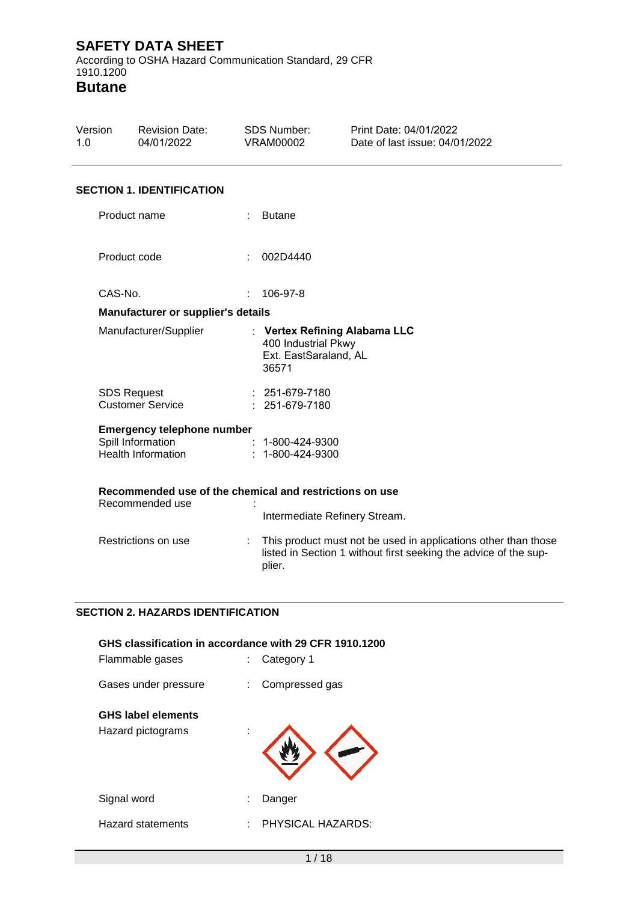# SAFETY DATA SHEET

According to OSHA Hazard Communication Standard, 29 CFR 1910.1200

## Butane

| Version | Revision Date: | SDS Number: | Print Date: 04/01/2022 |
|---|---|---|---|
| 1.0 | 04/01/2022 | VRAM00002 | Date of last issue: 04/01/2022 |

### SECTION 1. IDENTIFICATION

Product name : Butane

Product code : 002D4440

CAS-No. : 106-97-8

**Manufacturer or supplier's details**

Manufacturer/Supplier : **Vertex Refining Alabama LLC**
400 Industrial Pkwy
Ext. EastSaraland, AL
36571

SDS Request : 251-679-7180
Customer Service : 251-679-7180

**Emergency telephone number**
Spill Information : 1-800-424-9300
Health Information : 1-800-424-9300

**Recommended use of the chemical and restrictions on use**

Recommended use : Intermediate Refinery Stream.

Restrictions on use : This product must not be used in applications other than those listed in Section 1 without first seeking the advice of the supplier.

### SECTION 2. HAZARDS IDENTIFICATION

**GHS classification in accordance with 29 CFR 1910.1200**

Flammable gases : Category 1

Gases under pressure : Compressed gas

**GHS label elements**

Hazard pictograms :

Signal word : Danger

Hazard statements : PHYSICAL HAZARDS: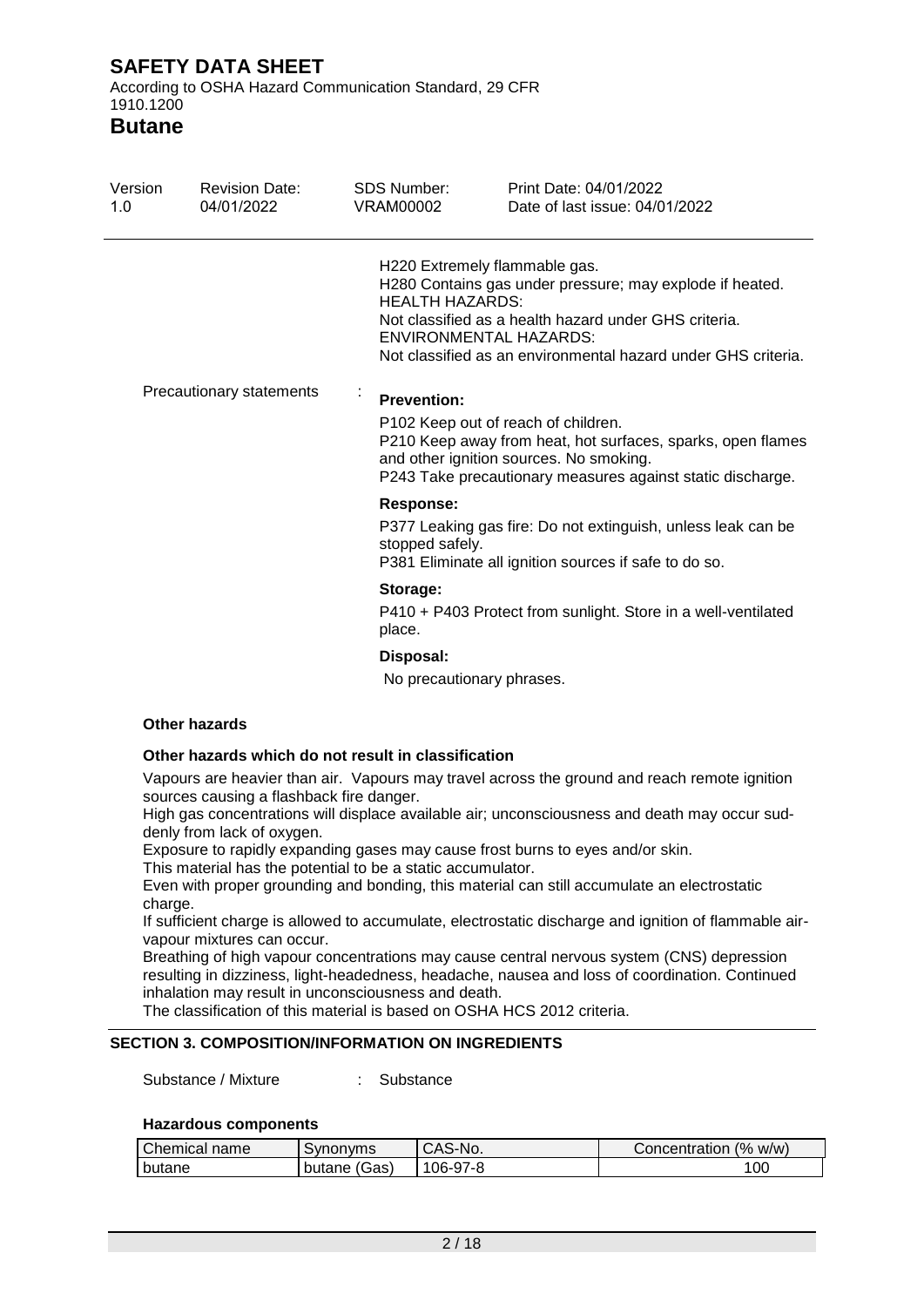H220 Extremely flammable gas.
H280 Contains gas under pressure; may explode if heated.
HEALTH HAZARDS:
Not classified as a health hazard under GHS criteria.
ENVIRONMENTAL HAZARDS:
Not classified as an environmental hazard under GHS criteria.

Precautionary statements :

**Prevention:**

P102 Keep out of reach of children.
P210 Keep away from heat, hot surfaces, sparks, open flames and other ignition sources. No smoking.
P243 Take precautionary measures against static discharge.

**Response:**

P377 Leaking gas fire: Do not extinguish, unless leak can be stopped safely.
P381 Eliminate all ignition sources if safe to do so.

**Storage:**

P410 + P403 Protect from sunlight. Store in a well-ventilated place.

**Disposal:**

No precautionary phrases.

**Other hazards**

**Other hazards which do not result in classification**

Vapours are heavier than air. Vapours may travel across the ground and reach remote ignition sources causing a flashback fire danger.
High gas concentrations will displace available air; unconsciousness and death may occur suddenly from lack of oxygen.
Exposure to rapidly expanding gases may cause frost burns to eyes and/or skin.
This material has the potential to be a static accumulator.
Even with proper grounding and bonding, this material can still accumulate an electrostatic charge.
If sufficient charge is allowed to accumulate, electrostatic discharge and ignition of flammable air-vapour mixtures can occur.
Breathing of high vapour concentrations may cause central nervous system (CNS) depression resulting in dizziness, light-headedness, headache, nausea and loss of coordination. Continued inhalation may result in unconsciousness and death.
The classification of this material is based on OSHA HCS 2012 criteria.

## SECTION 3. COMPOSITION/INFORMATION ON INGREDIENTS

Substance / Mixture : Substance

**Hazardous components**

| Chemical name | Synonyms | CAS-No. | Concentration (% w/w) |
|---|---|---|---|
| butane | butane (Gas) | 106-97-8 | 100 |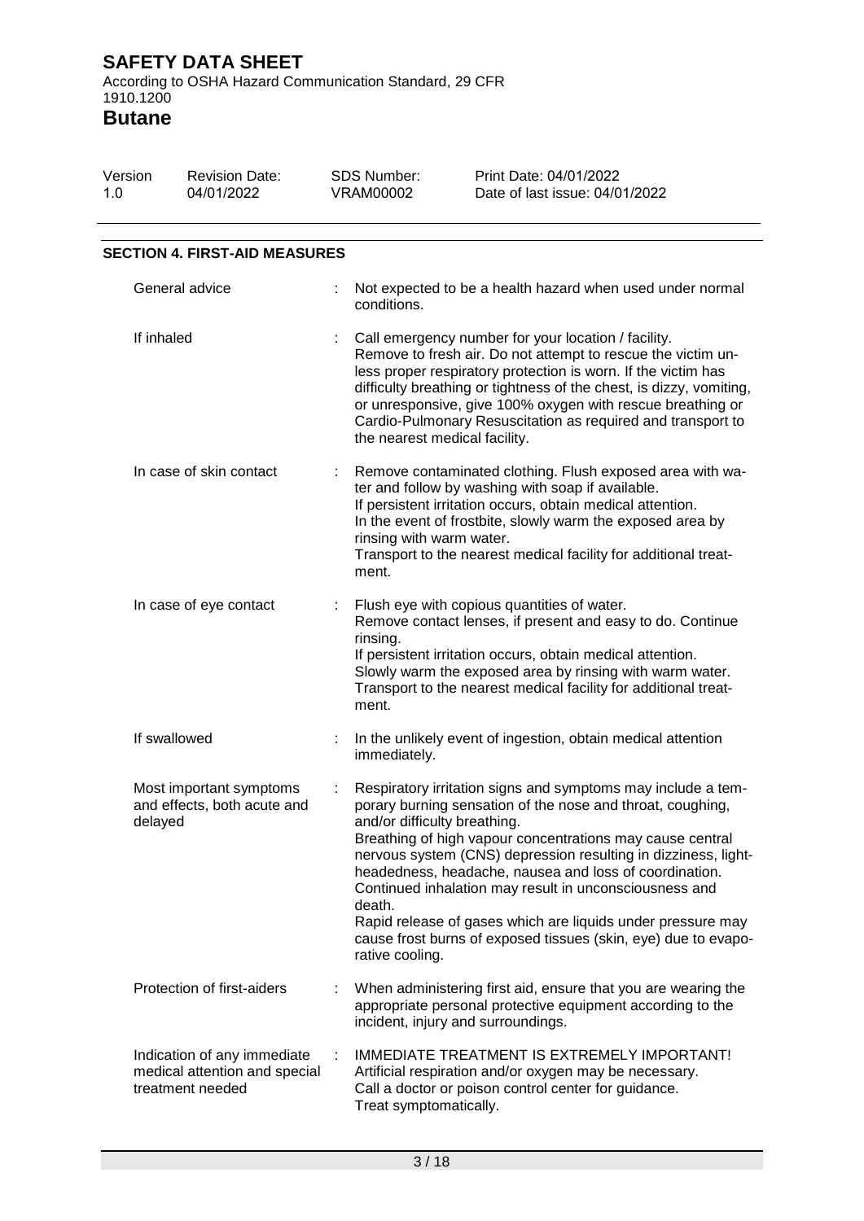## SECTION 4. FIRST-AID MEASURES

| | |
|---|---|
| General advice | Not expected to be a health hazard when used under normal conditions. |
| If inhaled | Call emergency number for your location / facility. Remove to fresh air. Do not attempt to rescue the victim unless proper respiratory protection is worn. If the victim has difficulty breathing or tightness of the chest, is dizzy, vomiting, or unresponsive, give 100% oxygen with rescue breathing or Cardio-Pulmonary Resuscitation as required and transport to the nearest medical facility. |
| In case of skin contact | Remove contaminated clothing. Flush exposed area with water and follow by washing with soap if available. If persistent irritation occurs, obtain medical attention. In the event of frostbite, slowly warm the exposed area by rinsing with warm water. Transport to the nearest medical facility for additional treatment. |
| In case of eye contact | Flush eye with copious quantities of water. Remove contact lenses, if present and easy to do. Continue rinsing. If persistent irritation occurs, obtain medical attention. Slowly warm the exposed area by rinsing with warm water. Transport to the nearest medical facility for additional treatment. |
| If swallowed | In the unlikely event of ingestion, obtain medical attention immediately. |
| Most important symptoms and effects, both acute and delayed | Respiratory irritation signs and symptoms may include a temporary burning sensation of the nose and throat, coughing, and/or difficulty breathing. Breathing of high vapour concentrations may cause central nervous system (CNS) depression resulting in dizziness, light-headedness, headache, nausea and loss of coordination. Continued inhalation may result in unconsciousness and death. Rapid release of gases which are liquids under pressure may cause frost burns of exposed tissues (skin, eye) due to evaporative cooling. |
| Protection of first-aiders | When administering first aid, ensure that you are wearing the appropriate personal protective equipment according to the incident, injury and surroundings. |
| Indication of any immediate medical attention and special treatment needed | IMMEDIATE TREATMENT IS EXTREMELY IMPORTANT! Artificial respiration and/or oxygen may be necessary. Call a doctor or poison control center for guidance. Treat symptomatically. |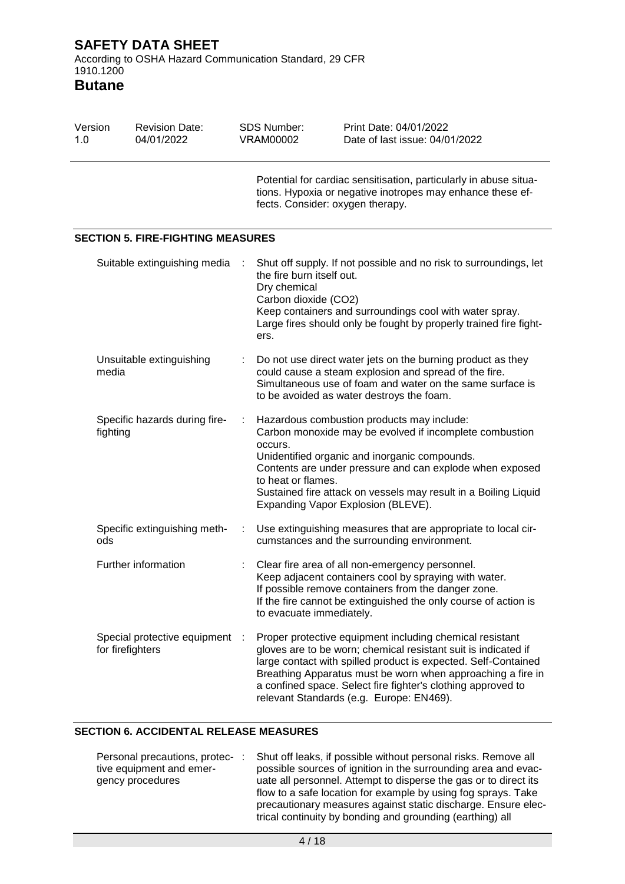Potential for cardiac sensitisation, particularly in abuse situations. Hypoxia or negative inotropes may enhance these effects. Consider: oxygen therapy.

## SECTION 5. FIRE-FIGHTING MEASURES

| | | |
|---|---|---|
| Suitable extinguishing media | : | Shut off supply. If not possible and no risk to surroundings, let the fire burn itself out.<br>Dry chemical<br>Carbon dioxide ($CO_2$)<br>Keep containers and surroundings cool with water spray.<br>Large fires should only be fought by properly trained fire fighters. |
| Unsuitable extinguishing media | : | Do not use direct water jets on the burning product as they could cause a steam explosion and spread of the fire.<br>Simultaneous use of foam and water on the same surface is to be avoided as water destroys the foam. |
| Specific hazards during fire-fighting | : | Hazardous combustion products may include:<br>Carbon monoxide may be evolved if incomplete combustion occurs.<br>Unidentified organic and inorganic compounds.<br>Contents are under pressure and can explode when exposed to heat or flames.<br>Sustained fire attack on vessels may result in a Boiling Liquid Expanding Vapor Explosion (BLEVE). |
| Specific extinguishing methods | : | Use extinguishing measures that are appropriate to local circumstances and the surrounding environment. |
| Further information | : | Clear fire area of all non-emergency personnel.<br>Keep adjacent containers cool by spraying with water.<br>If possible remove containers from the danger zone.<br>If the fire cannot be extinguished the only course of action is to evacuate immediately. |
| Special protective equipment for firefighters | : | Proper protective equipment including chemical resistant gloves are to be worn; chemical resistant suit is indicated if large contact with spilled product is expected. Self-Contained Breathing Apparatus must be worn when approaching a fire in a confined space. Select fire fighter's clothing approved to relevant Standards (e.g. Europe: EN469). |

## SECTION 6. ACCIDENTAL RELEASE MEASURES

| | | |
|---|---|---|
| Personal precautions, protective equipment and emergency procedures | : | Shut off leaks, if possible without personal risks. Remove all possible sources of ignition in the surrounding area and evacuate all personnel. Attempt to disperse the gas or to direct its flow to a safe location for example by using fog sprays. Take precautionary measures against static discharge. Ensure electrical continuity by bonding and grounding (earthing) all |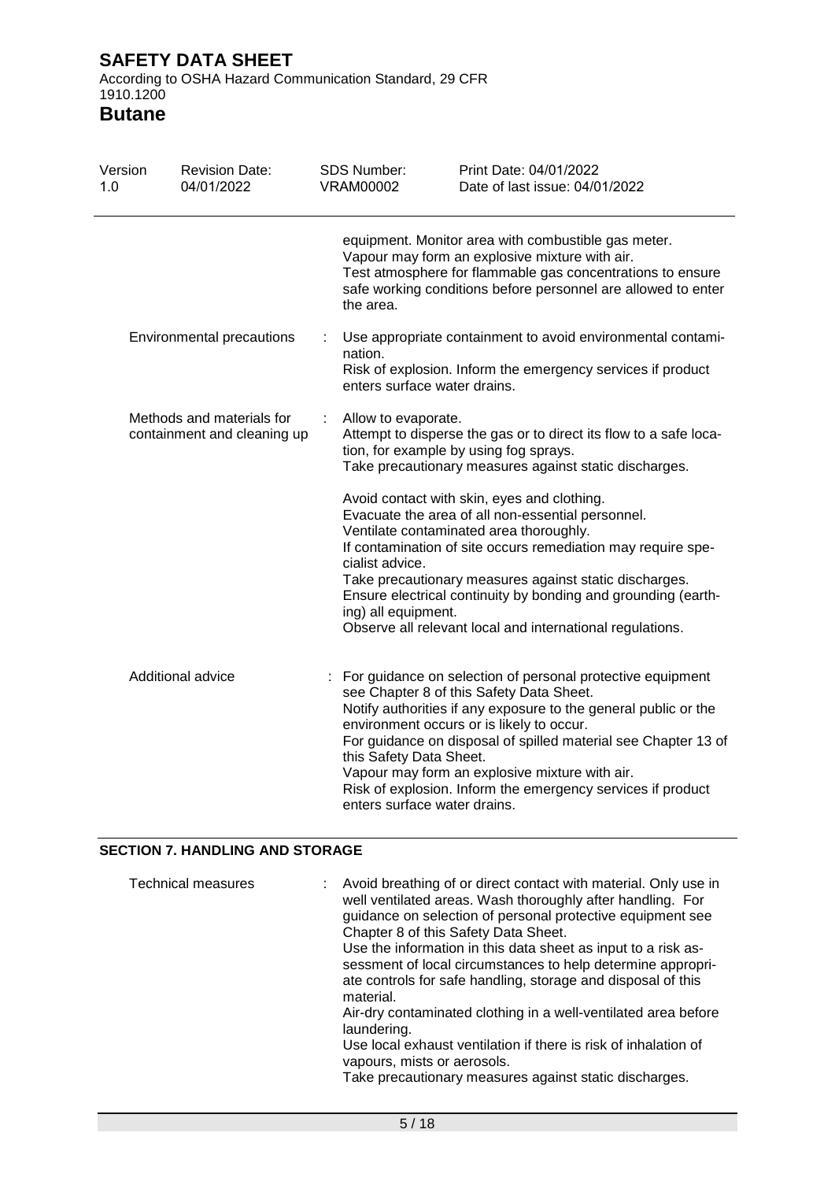| | |
|---|---|
| | equipment. Monitor area with combustible gas meter.<br>Vapour may form an explosive mixture with air.<br>Test atmosphere for flammable gas concentrations to ensure safe working conditions before personnel are allowed to enter the area. |
| Environmental precautions | : Use appropriate containment to avoid environmental contamination.<br>Risk of explosion. Inform the emergency services if product enters surface water drains. |
| Methods and materials for containment and cleaning up | : Allow to evaporate.<br>Attempt to disperse the gas or to direct its flow to a safe location, for example by using fog sprays.<br>Take precautionary measures against static discharges.<br><br>Avoid contact with skin, eyes and clothing.<br>Evacuate the area of all non-essential personnel.<br>Ventilate contaminated area thoroughly.<br>If contamination of site occurs remediation may require specialist advice.<br>Take precautionary measures against static discharges.<br>Ensure electrical continuity by bonding and grounding (earthing) all equipment.<br>Observe all relevant local and international regulations. |
| Additional advice | : For guidance on selection of personal protective equipment see Chapter 8 of this Safety Data Sheet.<br>Notify authorities if any exposure to the general public or the environment occurs or is likely to occur.<br>For guidance on disposal of spilled material see Chapter 13 of this Safety Data Sheet.<br>Vapour may form an explosive mixture with air.<br>Risk of explosion. Inform the emergency services if product enters surface water drains. |

## SECTION 7. HANDLING AND STORAGE

| | |
|---|---|
| Technical measures | : Avoid breathing of or direct contact with material. Only use in well ventilated areas. Wash thoroughly after handling. For guidance on selection of personal protective equipment see Chapter 8 of this Safety Data Sheet.<br>Use the information in this data sheet as input to a risk assessment of local circumstances to help determine appropriate controls for safe handling, storage and disposal of this material.<br>Air-dry contaminated clothing in a well-ventilated area before laundering.<br>Use local exhaust ventilation if there is risk of inhalation of vapours, mists or aerosols.<br>Take precautionary measures against static discharges. |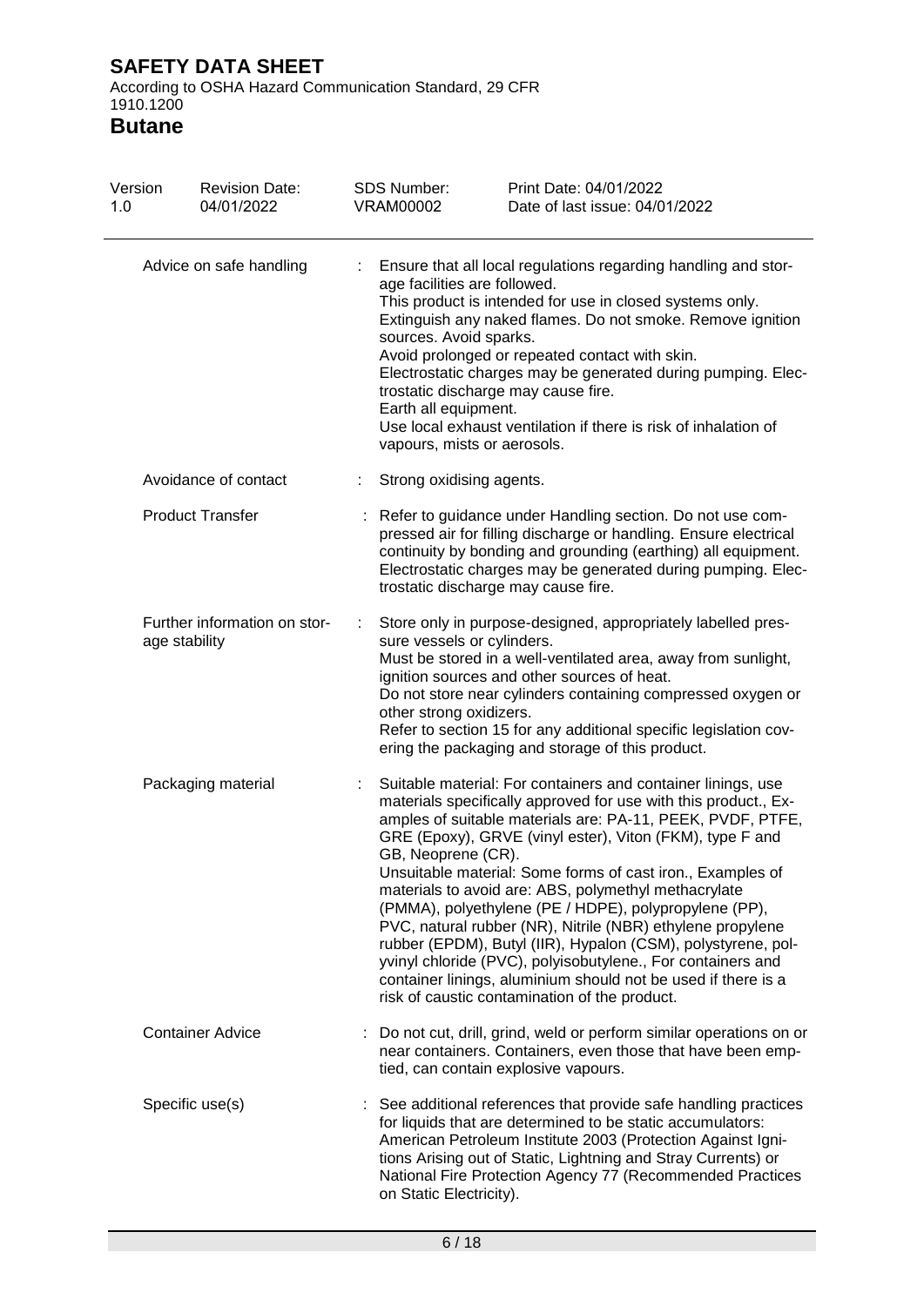| | | |
|---|---|---|
| Advice on safe handling | : | Ensure that all local regulations regarding handling and storage facilities are followed.<br>This product is intended for use in closed systems only.<br>Extinguish any naked flames. Do not smoke. Remove ignition sources. Avoid sparks.<br>Avoid prolonged or repeated contact with skin.<br>Electrostatic charges may be generated during pumping. Electrostatic discharge may cause fire.<br>Earth all equipment.<br>Use local exhaust ventilation if there is risk of inhalation of vapours, mists or aerosols. |
| Avoidance of contact | : | Strong oxidising agents. |
| Product Transfer | : | Refer to guidance under Handling section. Do not use compressed air for filling discharge or handling. Ensure electrical continuity by bonding and grounding (earthing) all equipment. Electrostatic charges may be generated during pumping. Electrostatic discharge may cause fire. |
| Further information on storage stability | : | Store only in purpose-designed, appropriately labelled pressure vessels or cylinders.<br>Must be stored in a well-ventilated area, away from sunlight, ignition sources and other sources of heat.<br>Do not store near cylinders containing compressed oxygen or other strong oxidizers.<br>Refer to section 15 for any additional specific legislation covering the packaging and storage of this product. |
| Packaging material | : | Suitable material: For containers and container linings, use materials specifically approved for use with this product., Examples of suitable materials are: PA-11, PEEK, PVDF, PTFE, GRE (Epoxy), GRVE (vinyl ester), Viton (FKM), type F and GB, Neoprene (CR).<br>Unsuitable material: Some forms of cast iron., Examples of materials to avoid are: ABS, polymethyl methacrylate (PMMA), polyethylene (PE / HDPE), polypropylene (PP), PVC, natural rubber (NR), Nitrile (NBR) ethylene propylene rubber (EPDM), Butyl (IIR), Hypalon (CSM), polystyrene, polyvinyl chloride (PVC), polyisobutylene., For containers and container linings, aluminium should not be used if there is a risk of caustic contamination of the product. |
| Container Advice | : | Do not cut, drill, grind, weld or perform similar operations on or near containers. Containers, even those that have been emptied, can contain explosive vapours. |
| Specific use(s) | : | See additional references that provide safe handling practices for liquids that are determined to be static accumulators: American Petroleum Institute 2003 (Protection Against Ignitions Arising out of Static, Lightning and Stray Currents) or National Fire Protection Agency 77 (Recommended Practices on Static Electricity). |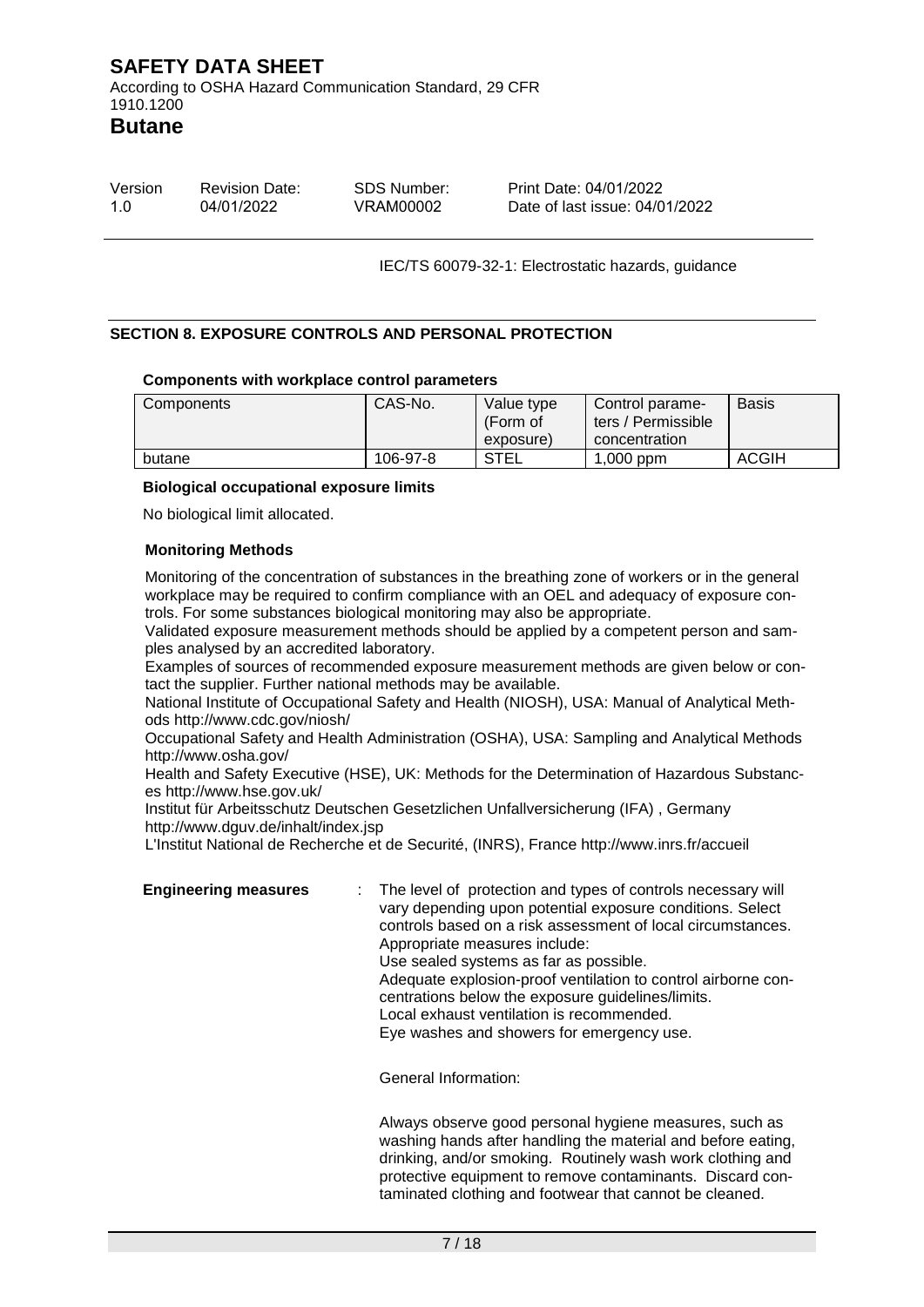IEC/TS 60079-32-1: Electrostatic hazards, guidance

## SECTION 8. EXPOSURE CONTROLS AND PERSONAL PROTECTION

**Components with workplace control parameters**

| Components | CAS-No. | Value type (Form of exposure) | Control parameters / Permissible concentration | Basis |
|---|---|---|---|---|
| butane | 106-97-8 | STEL | 1,000 ppm | ACGIH |

**Biological occupational exposure limits**

No biological limit allocated.

**Monitoring Methods**

Monitoring of the concentration of substances in the breathing zone of workers or in the general workplace may be required to confirm compliance with an OEL and adequacy of exposure controls. For some substances biological monitoring may also be appropriate.
Validated exposure measurement methods should be applied by a competent person and samples analysed by an accredited laboratory.
Examples of sources of recommended exposure measurement methods are given below or contact the supplier. Further national methods may be available.
National Institute of Occupational Safety and Health (NIOSH), USA: Manual of Analytical Methods http://www.cdc.gov/niosh/
Occupational Safety and Health Administration (OSHA), USA: Sampling and Analytical Methods http://www.osha.gov/
Health and Safety Executive (HSE), UK: Methods for the Determination of Hazardous Substances http://www.hse.gov.uk/
Institut für Arbeitsschutz Deutschen Gesetzlichen Unfallversicherung (IFA) , Germany http://www.dguv.de/inhalt/index.jsp
L'Institut National de Recherche et de Securité, (INRS), France http://www.inrs.fr/accueil

**Engineering measures** : The level of protection and types of controls necessary will vary depending upon potential exposure conditions. Select controls based on a risk assessment of local circumstances. Appropriate measures include:
Use sealed systems as far as possible.
Adequate explosion-proof ventilation to control airborne concentrations below the exposure guidelines/limits.
Local exhaust ventilation is recommended.
Eye washes and showers for emergency use.

General Information:

Always observe good personal hygiene measures, such as washing hands after handling the material and before eating, drinking, and/or smoking. Routinely wash work clothing and protective equipment to remove contaminants. Discard contaminated clothing and footwear that cannot be cleaned.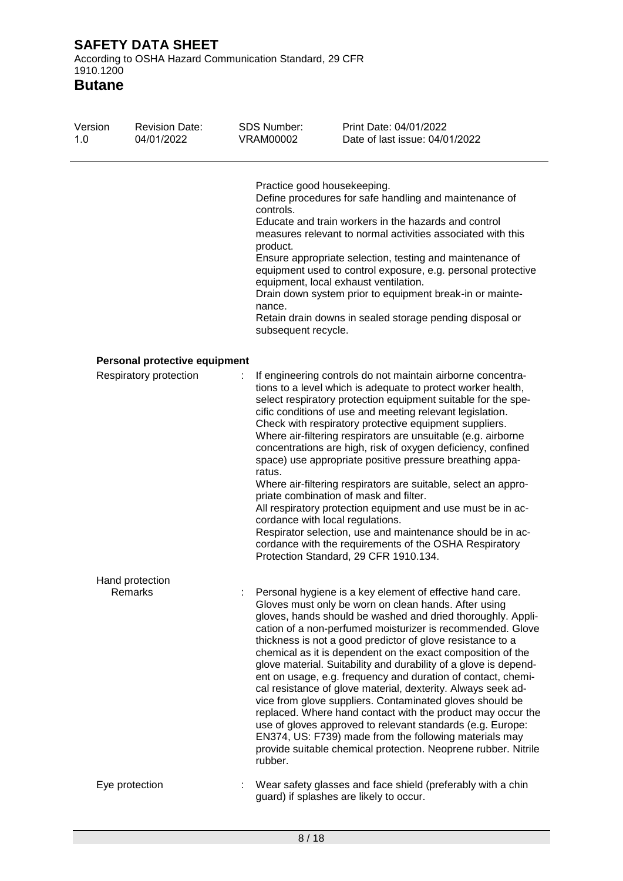Practice good housekeeping.
Define procedures for safe handling and maintenance of controls.
Educate and train workers in the hazards and control measures relevant to normal activities associated with this product.
Ensure appropriate selection, testing and maintenance of equipment used to control exposure, e.g. personal protective equipment, local exhaust ventilation.
Drain down system prior to equipment break-in or maintenance.
Retain drain downs in sealed storage pending disposal or subsequent recycle.

**Personal protective equipment**

Respiratory protection : If engineering controls do not maintain airborne concentrations to a level which is adequate to protect worker health, select respiratory protection equipment suitable for the specific conditions of use and meeting relevant legislation.
Check with respiratory protective equipment suppliers.
Where air-filtering respirators are unsuitable (e.g. airborne concentrations are high, risk of oxygen deficiency, confined space) use appropriate positive pressure breathing apparatus.
Where air-filtering respirators are suitable, select an appropriate combination of mask and filter.
All respiratory protection equipment and use must be in accordance with local regulations.
Respirator selection, use and maintenance should be in accordance with the requirements of the OSHA Respiratory Protection Standard, 29 CFR 1910.134.

Hand protection

Remarks : Personal hygiene is a key element of effective hand care. Gloves must only be worn on clean hands. After using gloves, hands should be washed and dried thoroughly. Application of a non-perfumed moisturizer is recommended. Glove thickness is not a good predictor of glove resistance to a chemical as it is dependent on the exact composition of the glove material. Suitability and durability of a glove is dependent on usage, e.g. frequency and duration of contact, chemical resistance of glove material, dexterity. Always seek advice from glove suppliers. Contaminated gloves should be replaced. Where hand contact with the product may occur the use of gloves approved to relevant standards (e.g. Europe: EN374, US: F739) made from the following materials may provide suitable chemical protection. Neoprene rubber. Nitrile rubber.

Eye protection : Wear safety glasses and face shield (preferably with a chin guard) if splashes are likely to occur.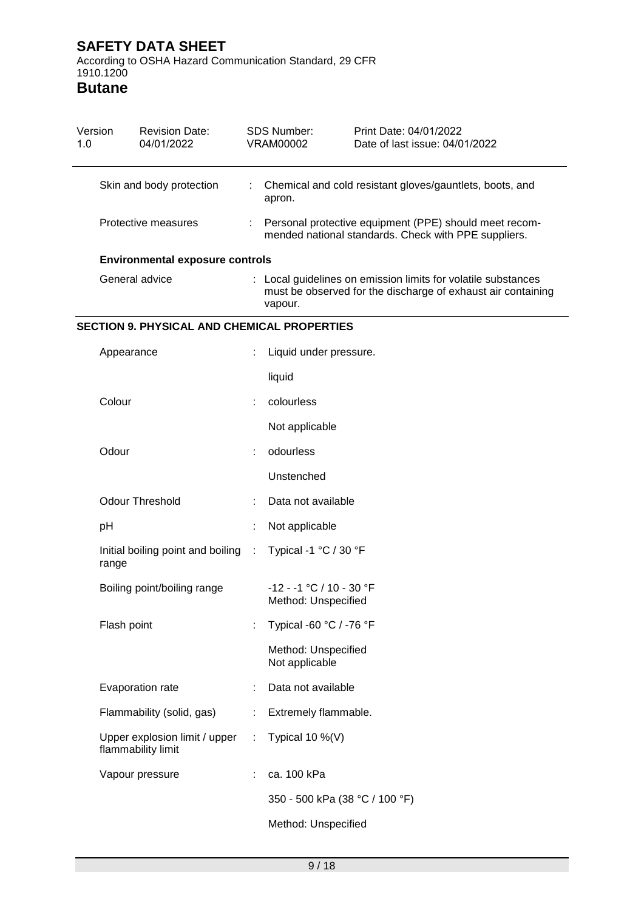| | | |
|---|---|---|
| Skin and body protection | : | Chemical and cold resistant gloves/gauntlets, boots, and apron. |
| Protective measures | : | Personal protective equipment (PPE) should meet recommended national standards. Check with PPE suppliers. |

**Environmental exposure controls**

| | | |
|---|---|---|
| General advice | : | Local guidelines on emission limits for volatile substances must be observed for the discharge of exhaust air containing vapour. |

**SECTION 9. PHYSICAL AND CHEMICAL PROPERTIES**

| | | |
|---|---|---|
| Appearance | : | Liquid under pressure. |
| | | liquid |
| Colour | : | colourless |
| | | Not applicable |
| Odour | : | odourless |
| | | Unstenched |
| Odour Threshold | : | Data not available |
| pH | : | Not applicable |
| Initial boiling point and boiling range | : | Typical -1 °C / 30 °F |
| Boiling point/boiling range | | -12 - -1 °C / 10 - 30 °F<br>Method: Unspecified |
| Flash point | : | Typical -60 °C / -76 °F |
| | | Method: Unspecified<br>Not applicable |
| Evaporation rate | : | Data not available |
| Flammability (solid, gas) | : | Extremely flammable. |
| Upper explosion limit / upper flammability limit | : | Typical 10 %(V) |
| Vapour pressure | : | ca. 100 kPa |
| | | 350 - 500 kPa (38 °C / 100 °F) |
| | | Method: Unspecified |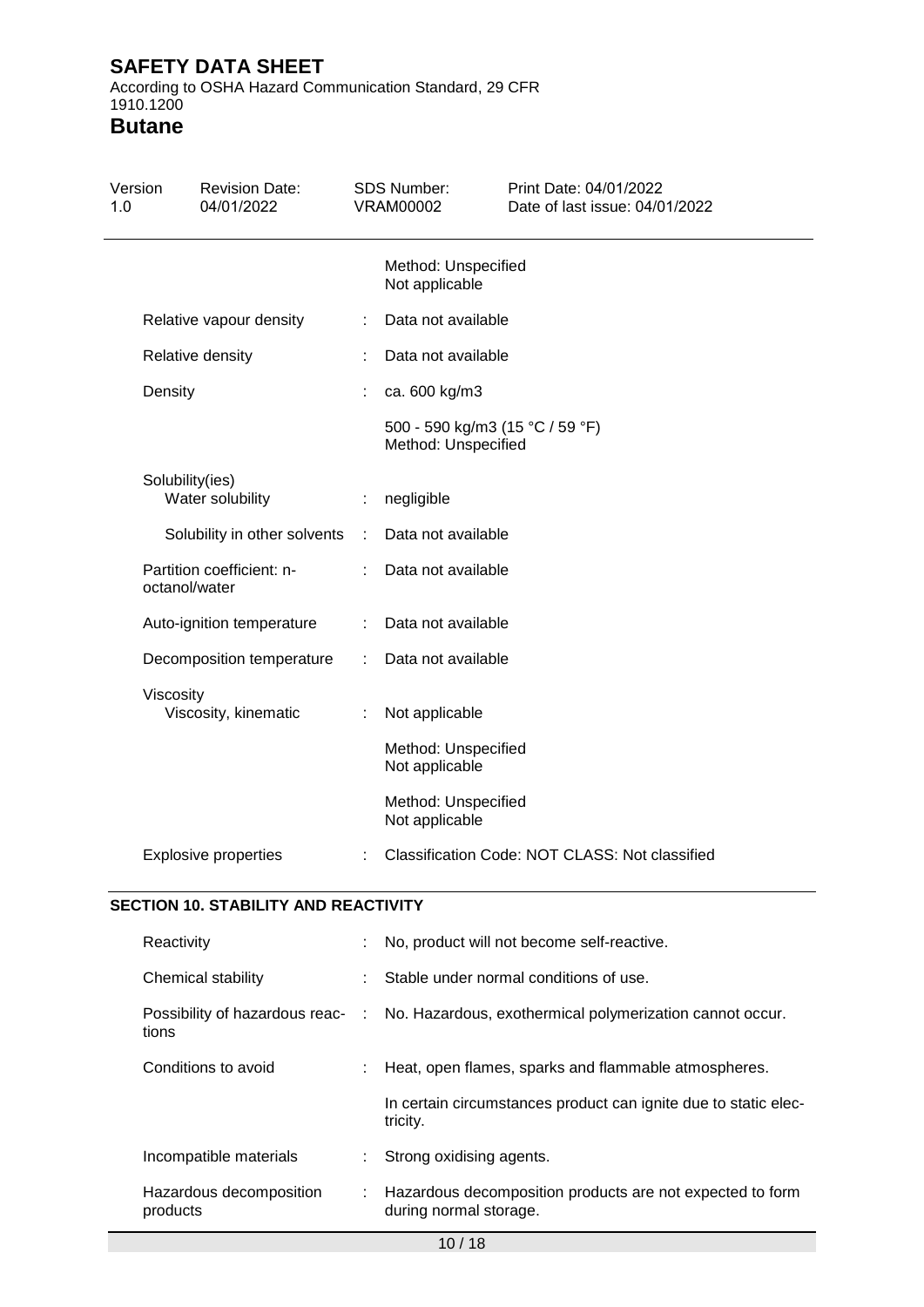| | | |
|---|---|---|
| | | Method: Unspecified<br>Not applicable |
| Relative vapour density | : | Data not available |
| Relative density | : | Data not available |
| Density | : | ca. 600 kg/m3 |
| | | 500 - 590 kg/m3 (15 °C / 59 °F)<br>Method: Unspecified |
| Solubility(ies)<br>Water solubility | : | negligible |
| Solubility in other solvents | : | Data not available |
| Partition coefficient: n-octanol/water | : | Data not available |
| Auto-ignition temperature | : | Data not available |
| Decomposition temperature | : | Data not available |
| Viscosity<br>Viscosity, kinematic | : | Not applicable |
| | | Method: Unspecified<br>Not applicable |
| | | Method: Unspecified<br>Not applicable |
| Explosive properties | : | Classification Code: NOT CLASS: Not classified |

## SECTION 10. STABILITY AND REACTIVITY

| | | |
|---|---|---|
| Reactivity | : | No, product will not become self-reactive. |
| Chemical stability | : | Stable under normal conditions of use. |
| Possibility of hazardous reactions | : | No. Hazardous, exothermical polymerization cannot occur. |
| Conditions to avoid | : | Heat, open flames, sparks and flammable atmospheres. |
| | | In certain circumstances product can ignite due to static electricity. |
| Incompatible materials | : | Strong oxidising agents. |
| Hazardous decomposition products | : | Hazardous decomposition products are not expected to form during normal storage. |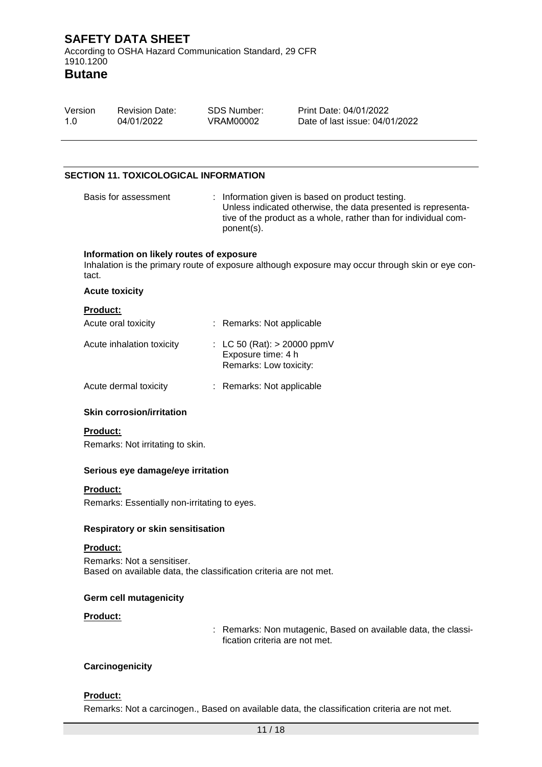## SECTION 11. TOXICOLOGICAL INFORMATION

Basis for assessment : Information given is based on product testing. Unless indicated otherwise, the data presented is representative of the product as a whole, rather than for individual component(s).

**Information on likely routes of exposure**

Inhalation is the primary route of exposure although exposure may occur through skin or eye contact.

**Acute toxicity**

**Product:**

Acute oral toxicity : Remarks: Not applicable

Acute inhalation toxicity : LC 50 (Rat): > 20000 ppmV
Exposure time: 4 h
Remarks: Low toxicity:

Acute dermal toxicity : Remarks: Not applicable

**Skin corrosion/irritation**

**Product:**

Remarks: Not irritating to skin.

**Serious eye damage/eye irritation**

**Product:**

Remarks: Essentially non-irritating to eyes.

**Respiratory or skin sensitisation**

**Product:**

Remarks: Not a sensitiser.
Based on available data, the classification criteria are not met.

**Germ cell mutagenicity**

**Product:**

: Remarks: Non mutagenic, Based on available data, the classification criteria are not met.

**Carcinogenicity**

**Product:**

Remarks: Not a carcinogen., Based on available data, the classification criteria are not met.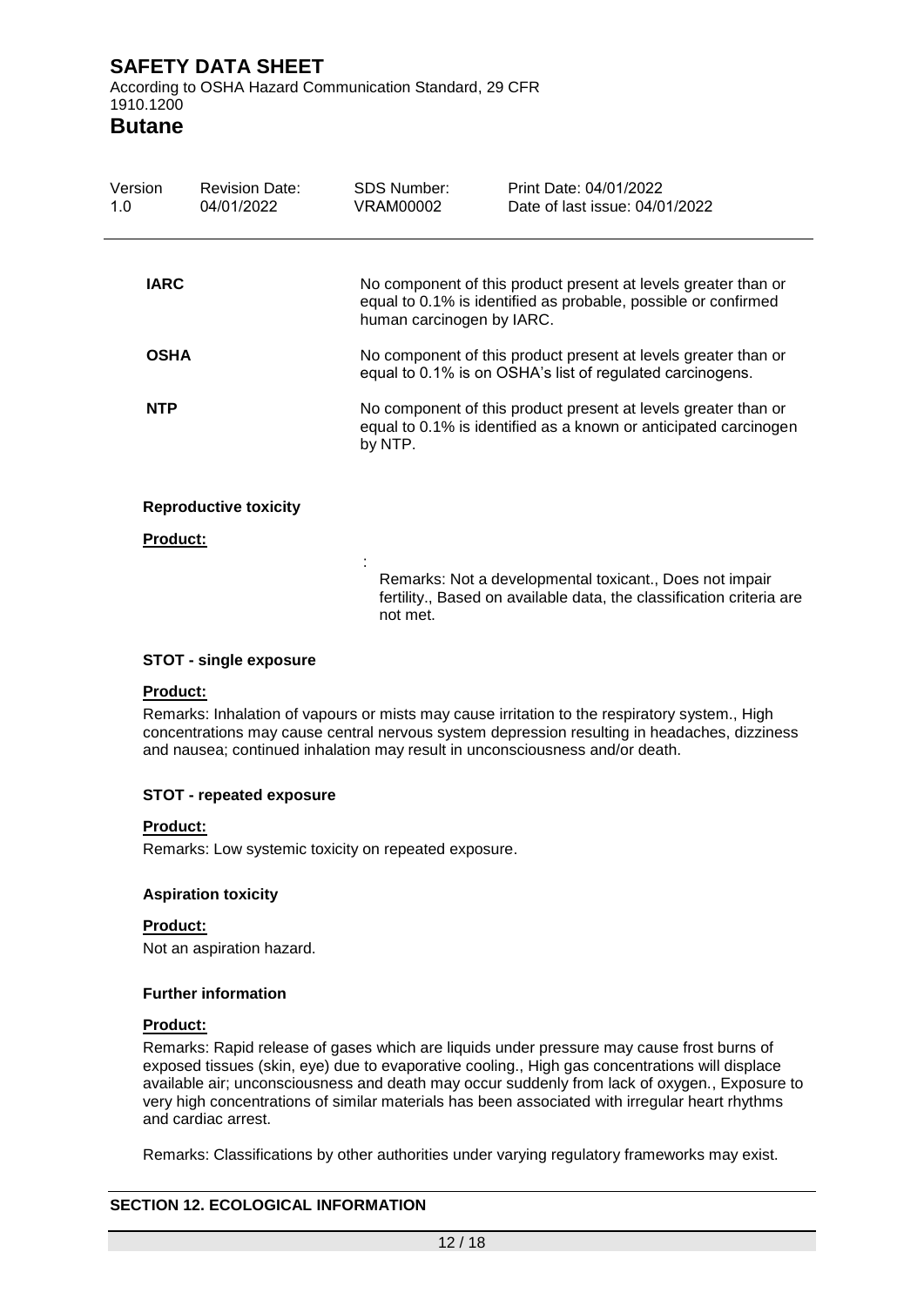**IARC**

No component of this product present at levels greater than or equal to 0.1% is identified as probable, possible or confirmed human carcinogen by IARC.

**OSHA**

No component of this product present at levels greater than or equal to 0.1% is on OSHA's list of regulated carcinogens.

**NTP**

No component of this product present at levels greater than or equal to 0.1% is identified as a known or anticipated carcinogen by NTP.

**Reproductive toxicity**

**Product:**

: Remarks: Not a developmental toxicant., Does not impair fertility., Based on available data, the classification criteria are not met.

**STOT - single exposure**

**Product:**

Remarks: Inhalation of vapours or mists may cause irritation to the respiratory system., High concentrations may cause central nervous system depression resulting in headaches, dizziness and nausea; continued inhalation may result in unconsciousness and/or death.

**STOT - repeated exposure**

**Product:**

Remarks: Low systemic toxicity on repeated exposure.

**Aspiration toxicity**

**Product:**

Not an aspiration hazard.

**Further information**

**Product:**

Remarks: Rapid release of gases which are liquids under pressure may cause frost burns of exposed tissues (skin, eye) due to evaporative cooling., High gas concentrations will displace available air; unconsciousness and death may occur suddenly from lack of oxygen., Exposure to very high concentrations of similar materials has been associated with irregular heart rhythms and cardiac arrest.

Remarks: Classifications by other authorities under varying regulatory frameworks may exist.

## SECTION 12. ECOLOGICAL INFORMATION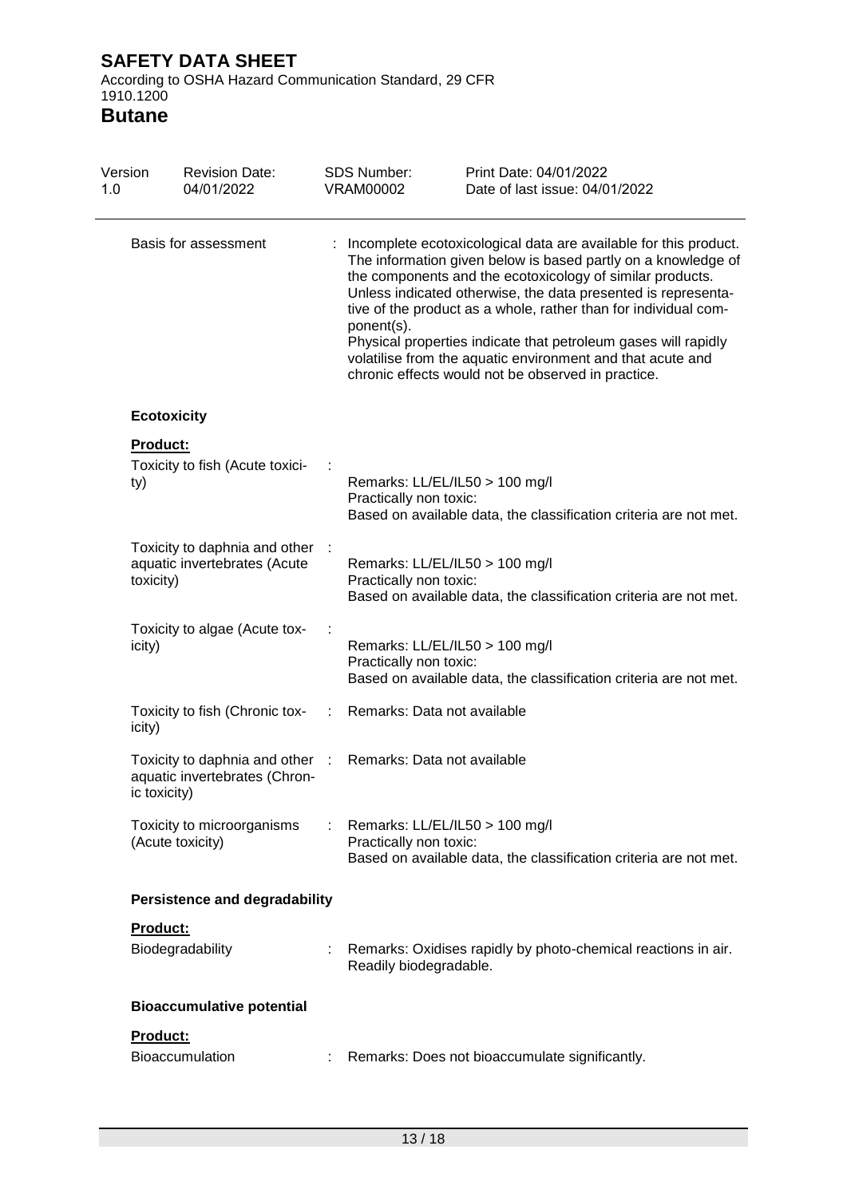**Basis for assessment** : Incomplete ecotoxicological data are available for this product. The information given below is based partly on a knowledge of the components and the ecotoxicology of similar products. Unless indicated otherwise, the data presented is representative of the product as a whole, rather than for individual component(s).
Physical properties indicate that petroleum gases will rapidly volatilise from the aquatic environment and that acute and chronic effects would not be observed in practice.

### Ecotoxicity

**Product:**

| | | |
|---|---|---|
| Toxicity to fish (Acute toxicity) | : | Remarks: LL/EL/IL50 > 100 mg/l<br>Practically non toxic:<br>Based on available data, the classification criteria are not met. |
| Toxicity to daphnia and other aquatic invertebrates (Acute toxicity) | : | Remarks: LL/EL/IL50 > 100 mg/l<br>Practically non toxic:<br>Based on available data, the classification criteria are not met. |
| Toxicity to algae (Acute toxicity) | : | Remarks: LL/EL/IL50 > 100 mg/l<br>Practically non toxic:<br>Based on available data, the classification criteria are not met. |
| Toxicity to fish (Chronic toxicity) | : | Remarks: Data not available |
| Toxicity to daphnia and other aquatic invertebrates (Chronic toxicity) | : | Remarks: Data not available |
| Toxicity to microorganisms (Acute toxicity) | : | Remarks: LL/EL/IL50 > 100 mg/l<br>Practically non toxic:<br>Based on available data, the classification criteria are not met. |

### Persistence and degradability

**Product:**

Biodegradability : Remarks: Oxidises rapidly by photo-chemical reactions in air. Readily biodegradable.

### Bioaccumulative potential

**Product:**

Bioaccumulation : Remarks: Does not bioaccumulate significantly.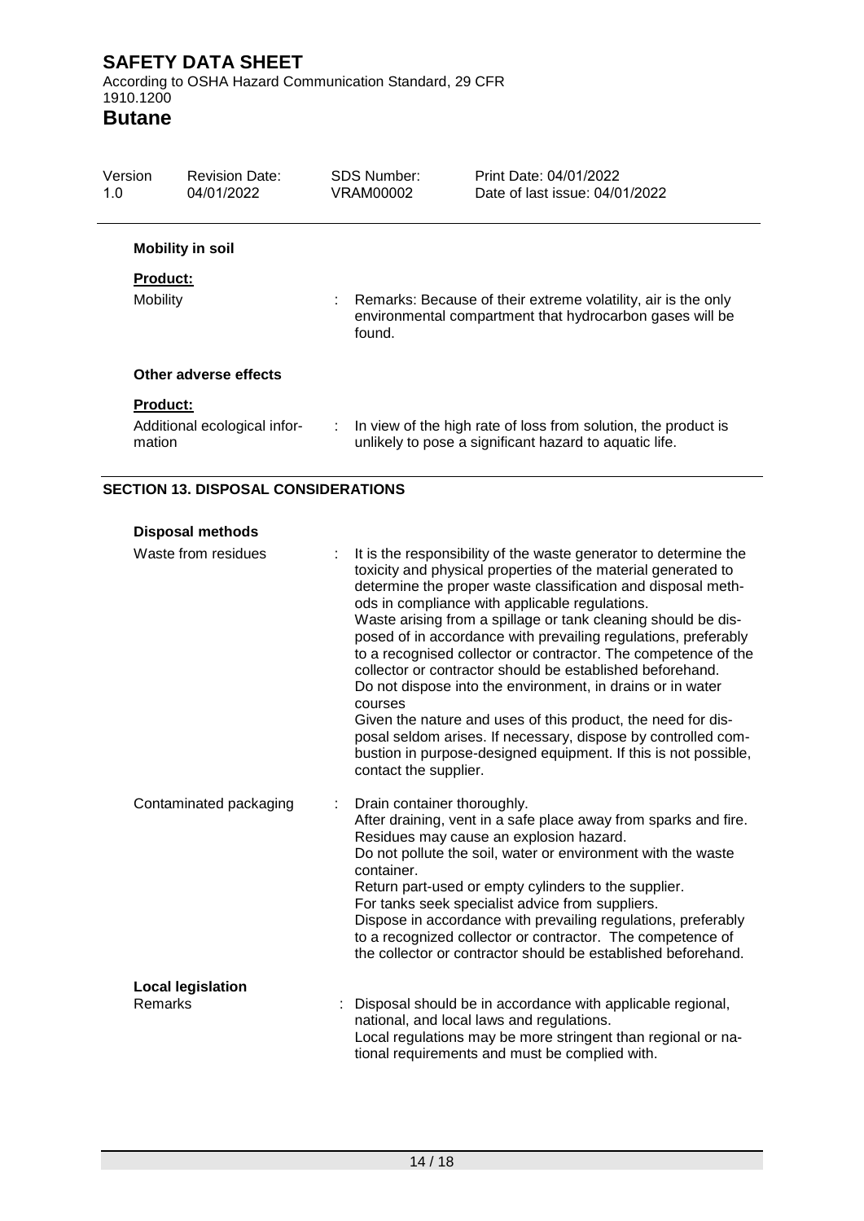#### Mobility in soil

**Product:**

| | | |
|---|---|---|
| Mobility | : | Remarks: Because of their extreme volatility, air is the only environmental compartment that hydrocarbon gases will be found. |

#### Other adverse effects

**Product:**

| | | |
|---|---|---|
| Additional ecological information | : | In view of the high rate of loss from solution, the product is unlikely to pose a significant hazard to aquatic life. |

## SECTION 13. DISPOSAL CONSIDERATIONS

#### Disposal methods

| | | |
|---|---|---|
| Waste from residues | : | It is the responsibility of the waste generator to determine the toxicity and physical properties of the material generated to determine the proper waste classification and disposal methods in compliance with applicable regulations.<br>Waste arising from a spillage or tank cleaning should be disposed of in accordance with prevailing regulations, preferably to a recognised collector or contractor. The competence of the collector or contractor should be established beforehand.<br>Do not dispose into the environment, in drains or in water courses<br>Given the nature and uses of this product, the need for disposal seldom arises. If necessary, dispose by controlled combustion in purpose-designed equipment. If this is not possible, contact the supplier. |
| Contaminated packaging | : | Drain container thoroughly.<br>After draining, vent in a safe place away from sparks and fire.<br>Residues may cause an explosion hazard.<br>Do not pollute the soil, water or environment with the waste container.<br>Return part-used or empty cylinders to the supplier.<br>For tanks seek specialist advice from suppliers.<br>Dispose in accordance with prevailing regulations, preferably to a recognized collector or contractor. The competence of the collector or contractor should be established beforehand. |

#### Local legislation

| | | |
|---|---|---|
| Remarks | : | Disposal should be in accordance with applicable regional, national, and local laws and regulations.<br>Local regulations may be more stringent than regional or national requirements and must be complied with. |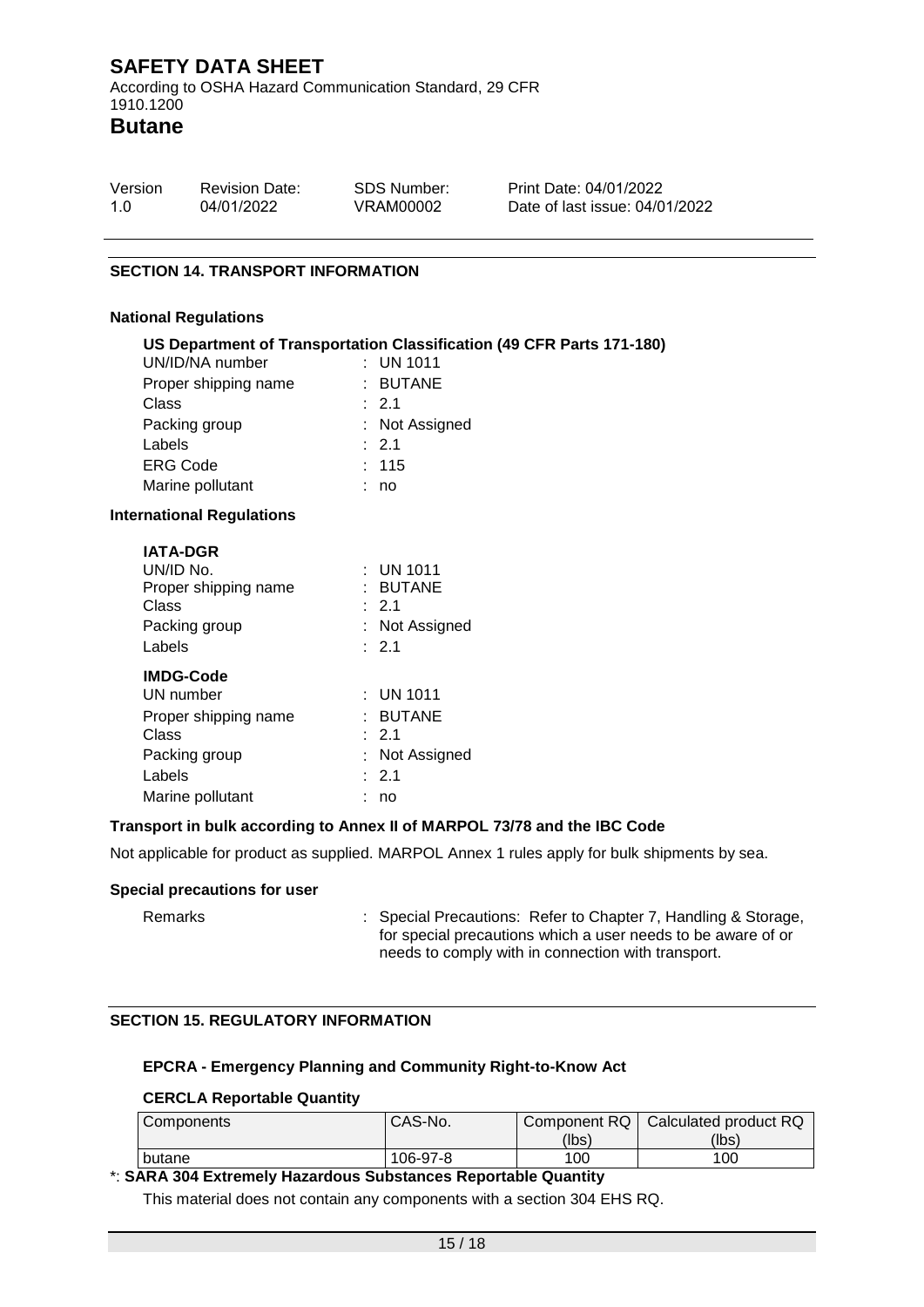## SECTION 14. TRANSPORT INFORMATION

### National Regulations

**US Department of Transportation Classification (49 CFR Parts 171-180)**

| | |
|---|---|
| UN/ID/NA number | : UN 1011 |
| Proper shipping name | : BUTANE |
| Class | : 2.1 |
| Packing group | : Not Assigned |
| Labels | : 2.1 |
| ERG Code | : 115 |
| Marine pollutant | : no |

### International Regulations

**IATA-DGR**

| | |
|---|---|
| UN/ID No. | : UN 1011 |
| Proper shipping name | : BUTANE |
| Class | : 2.1 |
| Packing group | : Not Assigned |
| Labels | : 2.1 |

**IMDG-Code**

| | |
|---|---|
| UN number | : UN 1011 |
| Proper shipping name | : BUTANE |
| Class | : 2.1 |
| Packing group | : Not Assigned |
| Labels | : 2.1 |
| Marine pollutant | : no |

### Transport in bulk according to Annex II of MARPOL 73/78 and the IBC Code

Not applicable for product as supplied. MARPOL Annex 1 rules apply for bulk shipments by sea.

### Special precautions for user

Remarks : Special Precautions: Refer to Chapter 7, Handling & Storage, for special precautions which a user needs to be aware of or needs to comply with in connection with transport.

## SECTION 15. REGULATORY INFORMATION

### EPCRA - Emergency Planning and Community Right-to-Know Act

**CERCLA Reportable Quantity**

| Components | CAS-No. | Component RQ (lbs) | Calculated product RQ (lbs) |
|---|---|---|---|
| butane | 106-97-8 | 100 | 100 |

*: **SARA 304 Extremely Hazardous Substances Reportable Quantity**

This material does not contain any components with a section 304 EHS RQ.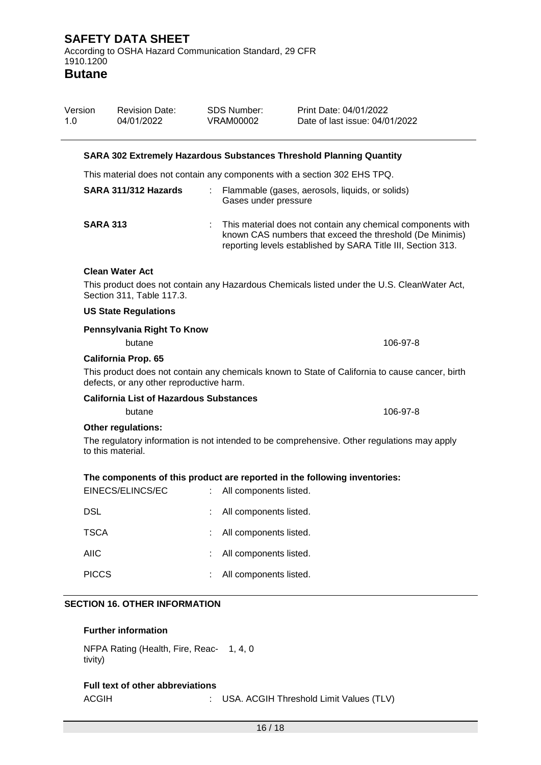**SARA 302 Extremely Hazardous Substances Threshold Planning Quantity**

This material does not contain any components with a section 302 EHS TPQ.

| | | |
|---|---|---|
| **SARA 311/312 Hazards** | : | Flammable (gases, aerosols, liquids, or solids)<br>Gases under pressure |
| **SARA 313** | : | This material does not contain any chemical components with known CAS numbers that exceed the threshold (De Minimis) reporting levels established by SARA Title III, Section 313. |

**Clean Water Act**

This product does not contain any Hazardous Chemicals listed under the U.S. CleanWater Act, Section 311, Table 117.3.

**US State Regulations**

**Pennsylvania Right To Know**

| | |
|---|---|
| butane | 106-97-8 |

**California Prop. 65**

This product does not contain any chemicals known to State of California to cause cancer, birth defects, or any other reproductive harm.

**California List of Hazardous Substances**

| | |
|---|---|
| butane | 106-97-8 |

**Other regulations:**

The regulatory information is not intended to be comprehensive. Other regulations may apply to this material.

**The components of this product are reported in the following inventories:**

| | | |
|---|---|---|
| EINECS/ELINCS/EC | : | All components listed. |
| DSL | : | All components listed. |
| TSCA | : | All components listed. |
| AIIC | : | All components listed. |
| PICCS | : | All components listed. |

## SECTION 16. OTHER INFORMATION

**Further information**

NFPA Rating (Health, Fire, Reactivity) 1, 4, 0

**Full text of other abbreviations**

| | | |
|---|---|---|
| ACGIH | : | USA. ACGIH Threshold Limit Values (TLV) |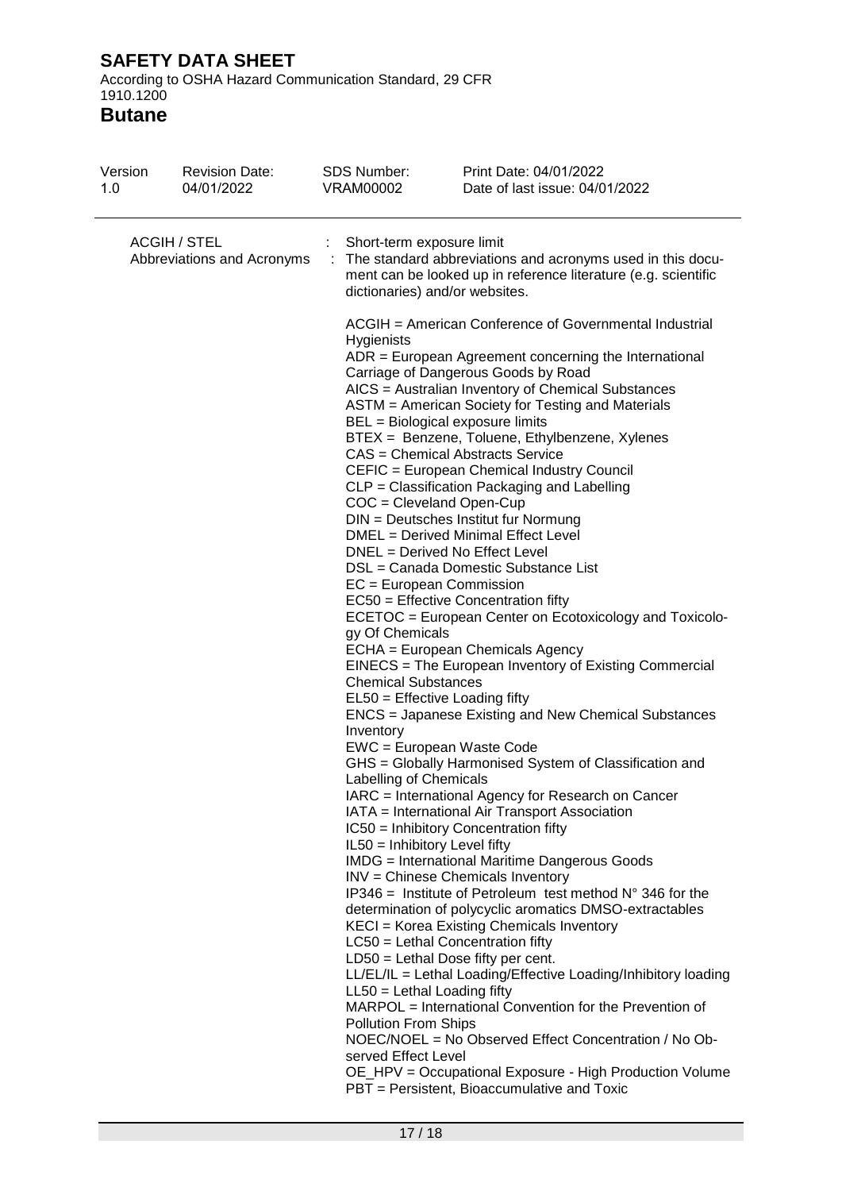ACGIH / STEL : Short-term exposure limit

Abbreviations and Acronyms : The standard abbreviations and acronyms used in this document can be looked up in reference literature (e.g. scientific dictionaries) and/or websites.

ACGIH = American Conference of Governmental Industrial Hygienists
ADR = European Agreement concerning the International Carriage of Dangerous Goods by Road
AICS = Australian Inventory of Chemical Substances
ASTM = American Society for Testing and Materials
BEL = Biological exposure limits
BTEX = Benzene, Toluene, Ethylbenzene, Xylenes
CAS = Chemical Abstracts Service
CEFIC = European Chemical Industry Council
CLP = Classification Packaging and Labelling
COC = Cleveland Open-Cup
DIN = Deutsches Institut fur Normung
DMEL = Derived Minimal Effect Level
DNEL = Derived No Effect Level
DSL = Canada Domestic Substance List
EC = European Commission
EC50 = Effective Concentration fifty
ECETOC = European Center on Ecotoxicology and Toxicology Of Chemicals
ECHA = European Chemicals Agency
EINECS = The European Inventory of Existing Commercial Chemical Substances
EL50 = Effective Loading fifty
ENCS = Japanese Existing and New Chemical Substances Inventory
EWC = European Waste Code
GHS = Globally Harmonised System of Classification and Labelling of Chemicals
IARC = International Agency for Research on Cancer
IATA = International Air Transport Association
IC50 = Inhibitory Concentration fifty
IL50 = Inhibitory Level fifty
IMDG = International Maritime Dangerous Goods
INV = Chinese Chemicals Inventory
IP346 = Institute of Petroleum test method N° 346 for the determination of polycyclic aromatics DMSO-extractables
KECI = Korea Existing Chemicals Inventory
LC50 = Lethal Concentration fifty
LD50 = Lethal Dose fifty per cent.
LL/EL/IL = Lethal Loading/Effective Loading/Inhibitory loading
LL50 = Lethal Loading fifty
MARPOL = International Convention for the Prevention of Pollution From Ships
NOEC/NOEL = No Observed Effect Concentration / No Observed Effect Level
OE_HPV = Occupational Exposure - High Production Volume
PBT = Persistent, Bioaccumulative and Toxic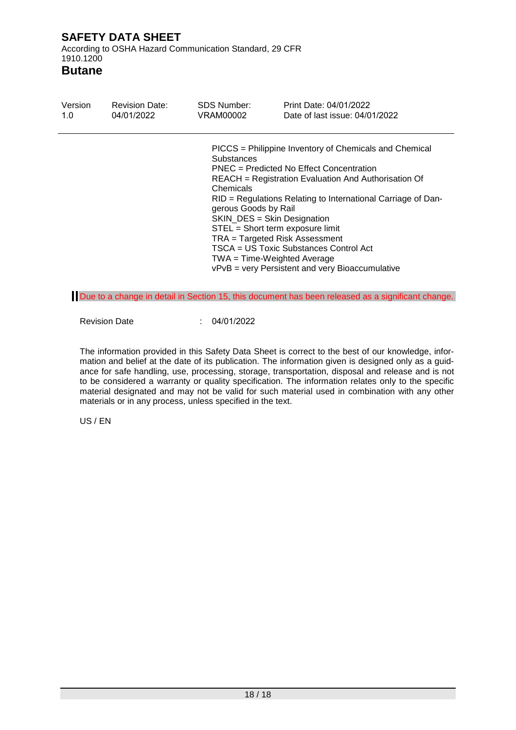PICCS = Philippine Inventory of Chemicals and Chemical Substances
PNEC = Predicted No Effect Concentration
REACH = Registration Evaluation And Authorisation Of Chemicals
RID = Regulations Relating to International Carriage of Dangerous Goods by Rail
SKIN_DES = Skin Designation
STEL = Short term exposure limit
TRA = Targeted Risk Assessment
TSCA = US Toxic Substances Control Act
TWA = Time-Weighted Average
vPvB = very Persistent and very Bioaccumulative

Due to a change in detail in Section 15, this document has been released as a significant change.

Revision Date : 04/01/2022

The information provided in this Safety Data Sheet is correct to the best of our knowledge, information and belief at the date of its publication. The information given is designed only as a guidance for safe handling, use, processing, storage, transportation, disposal and release and is not to be considered a warranty or quality specification. The information relates only to the specific material designated and may not be valid for such material used in combination with any other materials or in any process, unless specified in the text.

US / EN